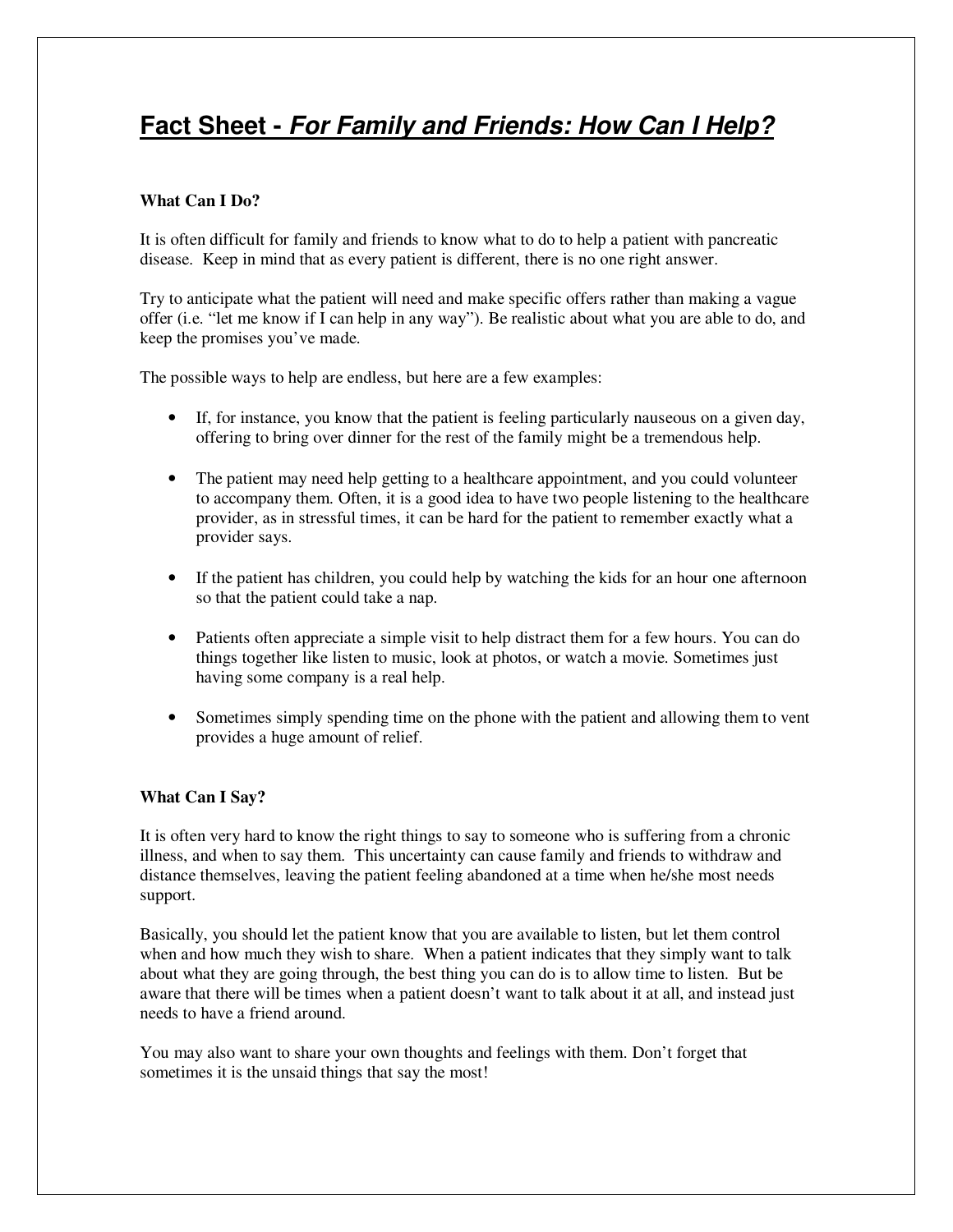# Fact Sheet - *For Family and Friends: How Can I Help?*

**What Can I Do?**

It is often difficult for family and friends to know what to do to help a patient with pancreatic disease. Keep in mind that as every patient is different, there is no one right answer.

Try to anticipate what the patient will need and make specific offers rather than making a vague offer (i.e. "let me know if I can help in any way"). Be realistic about what you are able to do, and keep the promises you've made.

The possible ways to help are endless, but here are a few examples:

- If, for instance, you know that the patient is feeling particularly nauseous on a given day, offering to bring over dinner for the rest of the family might be a tremendous help.
- The patient may need help getting to a healthcare appointment, and you could volunteer to accompany them. Often, it is a good idea to have two people listening to the healthcare provider, as in stressful times, it can be hard for the patient to remember exactly what a provider says.
- If the patient has children, you could help by watching the kids for an hour one afternoon so that the patient could take a nap.
- Patients often appreciate a simple visit to help distract them for a few hours. You can do things together like listen to music, look at photos, or watch a movie. Sometimes just having some company is a real help.
- Sometimes simply spending time on the phone with the patient and allowing them to vent provides a huge amount of relief.

**What Can I Say?**

It is often very hard to know the right things to say to someone who is suffering from a chronic illness, and when to say them. This uncertainty can cause family and friends to withdraw and distance themselves, leaving the patient feeling abandoned at a time when he/she most needs support.

Basically, you should let the patient know that you are available to listen, but let them control when and how much they wish to share. When a patient indicates that they simply want to talk about what they are going through, the best thing you can do is to allow time to listen. But be aware that there will be times when a patient doesn't want to talk about it at all, and instead just needs to have a friend around.

You may also want to share your own thoughts and feelings with them. Don't forget that sometimes it is the unsaid things that say the most!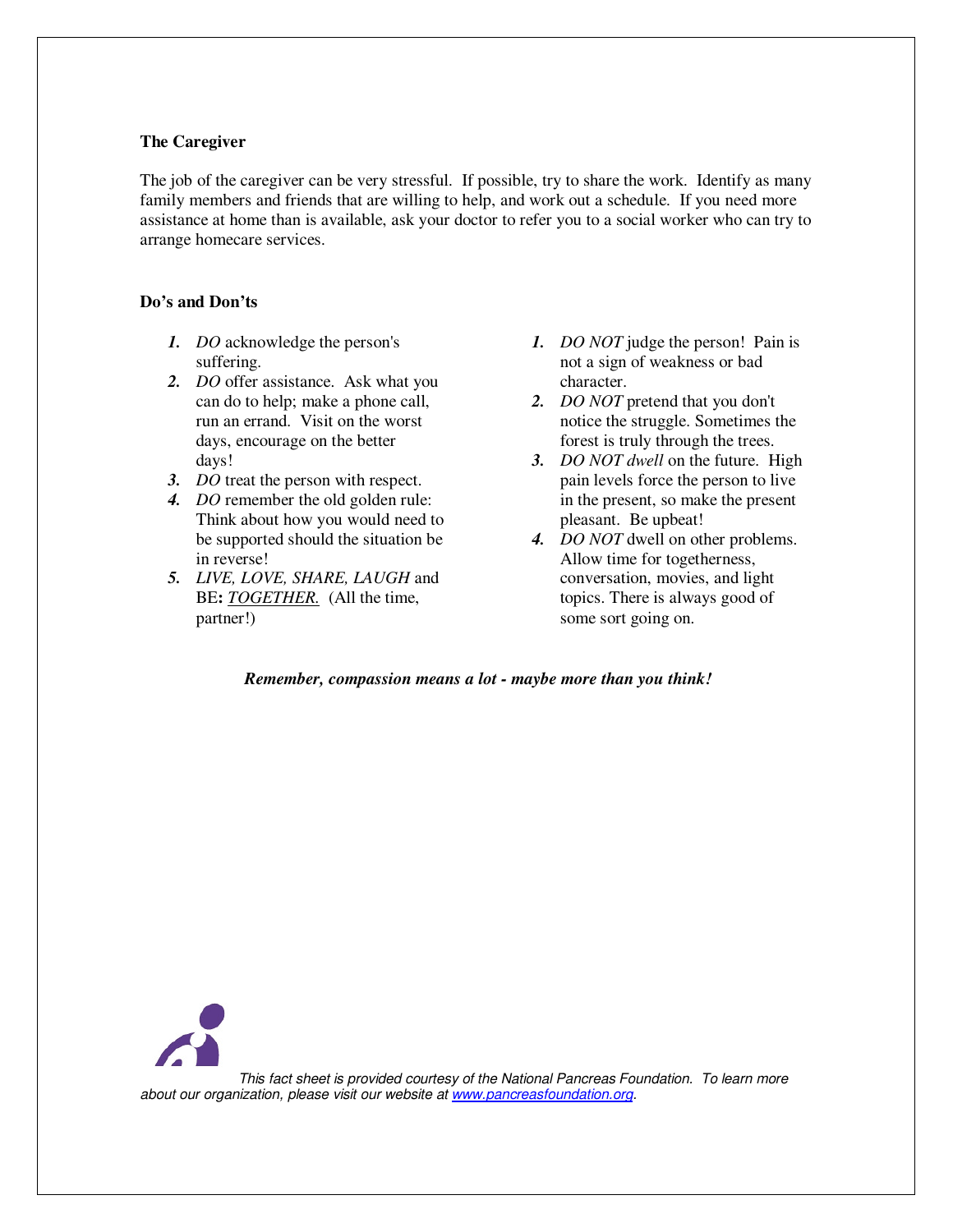**The Caregiver**

The job of the caregiver can be very stressful. If possible, try to share the work. Identify as many family members and friends that are willing to help, and work out a schedule. If you need more assistance at home than is available, ask your doctor to refer you to a social worker who can try to arrange homecare services.

**Do's and Don'ts**

1. *DO* acknowledge the person's suffering.
2. *DO* offer assistance. Ask what you can do to help; make a phone call, run an errand. Visit on the worst days, encourage on the better days!
3. *DO* treat the person with respect.
4. *DO* remember the old golden rule: Think about how you would need to be supported should the situation be in reverse!
5. *LIVE, LOVE, SHARE, LAUGH* and BE**:** *TOGETHER.* (All the time, partner!)

1. *DO NOT* judge the person! Pain is not a sign of weakness or bad character.
2. *DO NOT* pretend that you don't notice the struggle. Sometimes the forest is truly through the trees.
3. *DO NOT dwell* on the future. High pain levels force the person to live in the present, so make the present pleasant. Be upbeat!
4. *DO NOT* dwell on other problems. Allow time for togetherness, conversation, movies, and light topics. There is always good of some sort going on.

***Remember, compassion means a lot - maybe more than you think!***

*This fact sheet is provided courtesy of the National Pancreas Foundation. To learn more about our organization, please visit our website at [www.pancreasfoundation.org](http://www.pancreasfoundation.org).*